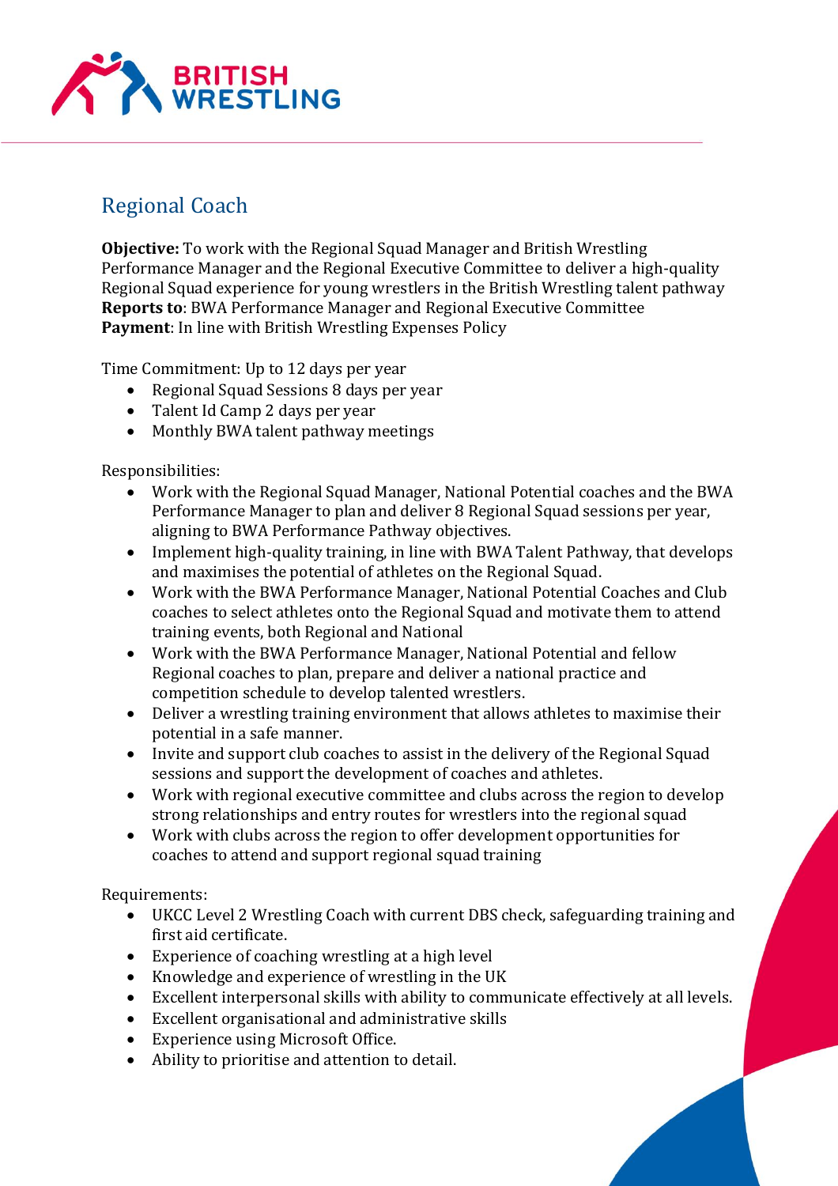BRITISH WRESTLING

# Regional Coach

**Objective:** To work with the Regional Squad Manager and British Wrestling Performance Manager and the Regional Executive Committee to deliver a high-quality Regional Squad experience for young wrestlers in the British Wrestling talent pathway
**Reports to**: BWA Performance Manager and Regional Executive Committee
**Payment**: In line with British Wrestling Expenses Policy

Time Commitment: Up to 12 days per year

- Regional Squad Sessions 8 days per year
- Talent Id Camp 2 days per year
- Monthly BWA talent pathway meetings

Responsibilities:

- Work with the Regional Squad Manager, National Potential coaches and the BWA Performance Manager to plan and deliver 8 Regional Squad sessions per year, aligning to BWA Performance Pathway objectives.
- Implement high-quality training, in line with BWA Talent Pathway, that develops and maximises the potential of athletes on the Regional Squad.
- Work with the BWA Performance Manager, National Potential Coaches and Club coaches to select athletes onto the Regional Squad and motivate them to attend training events, both Regional and National
- Work with the BWA Performance Manager, National Potential and fellow Regional coaches to plan, prepare and deliver a national practice and competition schedule to develop talented wrestlers.
- Deliver a wrestling training environment that allows athletes to maximise their potential in a safe manner.
- Invite and support club coaches to assist in the delivery of the Regional Squad sessions and support the development of coaches and athletes.
- Work with regional executive committee and clubs across the region to develop strong relationships and entry routes for wrestlers into the regional squad
- Work with clubs across the region to offer development opportunities for coaches to attend and support regional squad training

Requirements:

- UKCC Level 2 Wrestling Coach with current DBS check, safeguarding training and first aid certificate.
- Experience of coaching wrestling at a high level
- Knowledge and experience of wrestling in the UK
- Excellent interpersonal skills with ability to communicate effectively at all levels.
- Excellent organisational and administrative skills
- Experience using Microsoft Office.
- Ability to prioritise and attention to detail.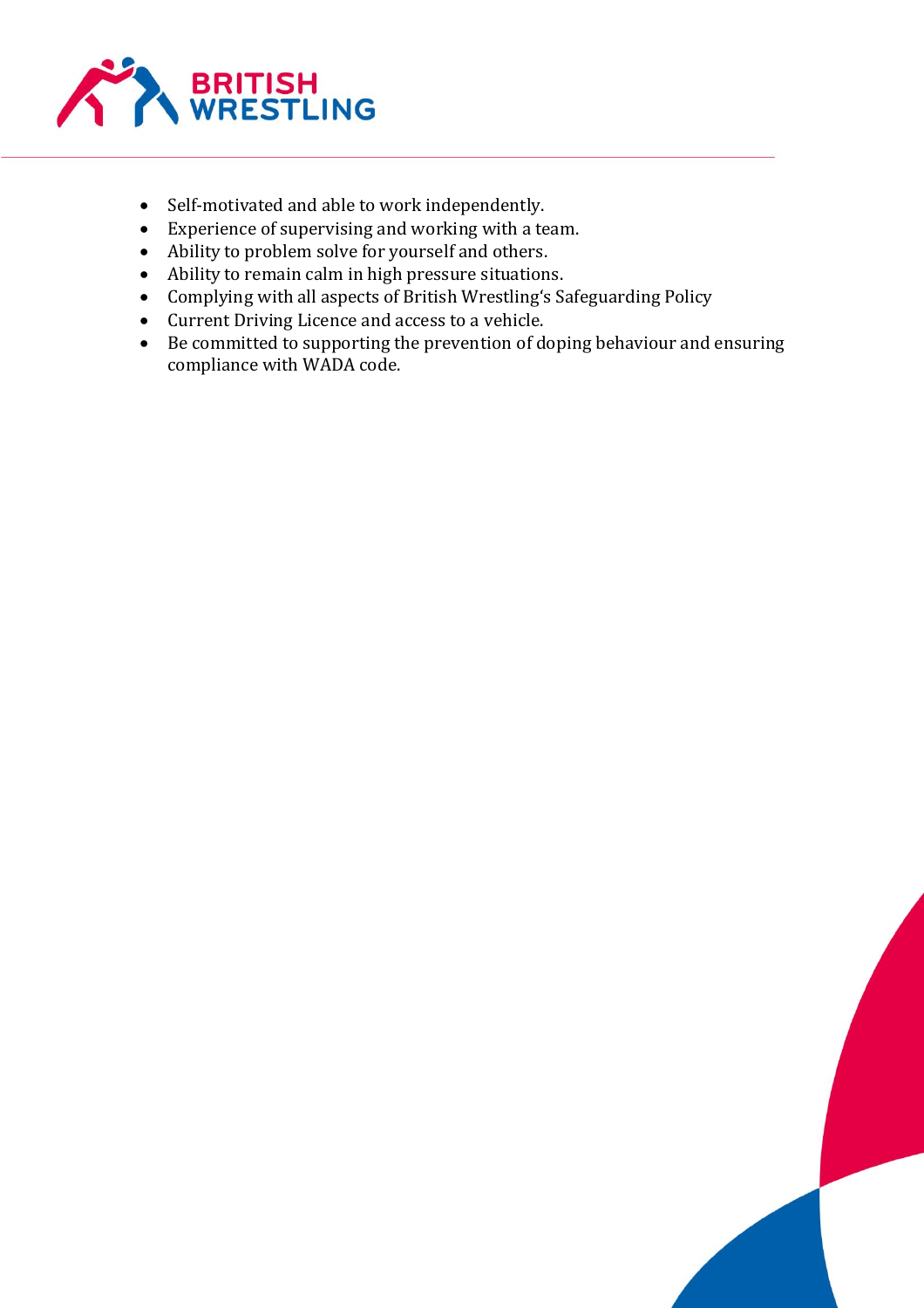- Self-motivated and able to work independently.
- Experience of supervising and working with a team.
- Ability to problem solve for yourself and others.
- Ability to remain calm in high pressure situations.
- Complying with all aspects of British Wrestling's Safeguarding Policy
- Current Driving Licence and access to a vehicle.
- Be committed to supporting the prevention of doping behaviour and ensuring compliance with WADA code.